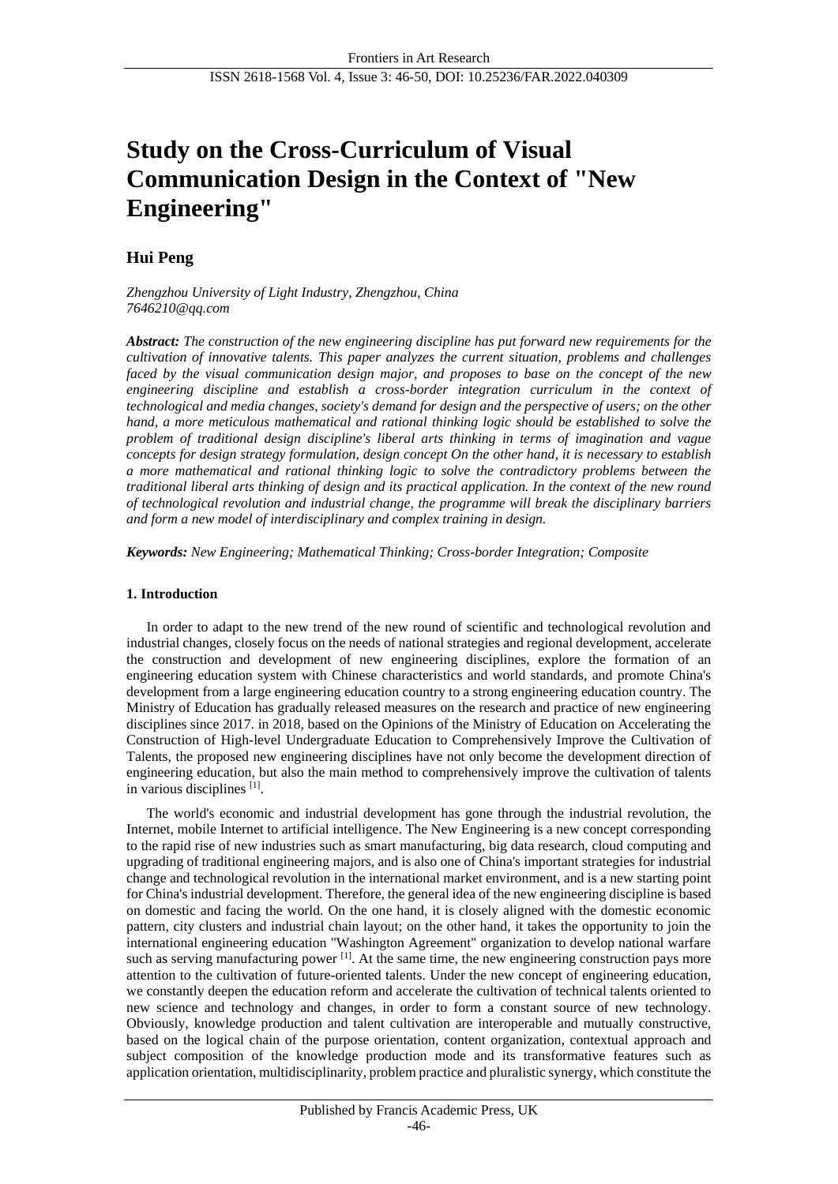# Study on the Cross-Curriculum of Visual Communication Design in the Context of "New Engineering"

## Hui Peng

*Zhengzhou University of Light Industry, Zhengzhou, China*
*7646210@qq.com*

***Abstract:*** *The construction of the new engineering discipline has put forward new requirements for the cultivation of innovative talents. This paper analyzes the current situation, problems and challenges faced by the visual communication design major, and proposes to base on the concept of the new engineering discipline and establish a cross-border integration curriculum in the context of technological and media changes, society's demand for design and the perspective of users; on the other hand, a more meticulous mathematical and rational thinking logic should be established to solve the problem of traditional design discipline's liberal arts thinking in terms of imagination and vague concepts for design strategy formulation, design concept On the other hand, it is necessary to establish a more mathematical and rational thinking logic to solve the contradictory problems between the traditional liberal arts thinking of design and its practical application. In the context of the new round of technological revolution and industrial change, the programme will break the disciplinary barriers and form a new model of interdisciplinary and complex training in design.*

***Keywords:*** *New Engineering; Mathematical Thinking; Cross-border Integration; Composite*

### 1. Introduction

In order to adapt to the new trend of the new round of scientific and technological revolution and industrial changes, closely focus on the needs of national strategies and regional development, accelerate the construction and development of new engineering disciplines, explore the formation of an engineering education system with Chinese characteristics and world standards, and promote China's development from a large engineering education country to a strong engineering education country. The Ministry of Education has gradually released measures on the research and practice of new engineering disciplines since 2017. in 2018, based on the Opinions of the Ministry of Education on Accelerating the Construction of High-level Undergraduate Education to Comprehensively Improve the Cultivation of Talents, the proposed new engineering disciplines have not only become the development direction of engineering education, but also the main method to comprehensively improve the cultivation of talents in various disciplines [1].

The world's economic and industrial development has gone through the industrial revolution, the Internet, mobile Internet to artificial intelligence. The New Engineering is a new concept corresponding to the rapid rise of new industries such as smart manufacturing, big data research, cloud computing and upgrading of traditional engineering majors, and is also one of China's important strategies for industrial change and technological revolution in the international market environment, and is a new starting point for China's industrial development. Therefore, the general idea of the new engineering discipline is based on domestic and facing the world. On the one hand, it is closely aligned with the domestic economic pattern, city clusters and industrial chain layout; on the other hand, it takes the opportunity to join the international engineering education "Washington Agreement" organization to develop national warfare such as serving manufacturing power [1]. At the same time, the new engineering construction pays more attention to the cultivation of future-oriented talents. Under the new concept of engineering education, we constantly deepen the education reform and accelerate the cultivation of technical talents oriented to new science and technology and changes, in order to form a constant source of new technology. Obviously, knowledge production and talent cultivation are interoperable and mutually constructive, based on the logical chain of the purpose orientation, content organization, contextual approach and subject composition of the knowledge production mode and its transformative features such as application orientation, multidisciplinarity, problem practice and pluralistic synergy, which constitute the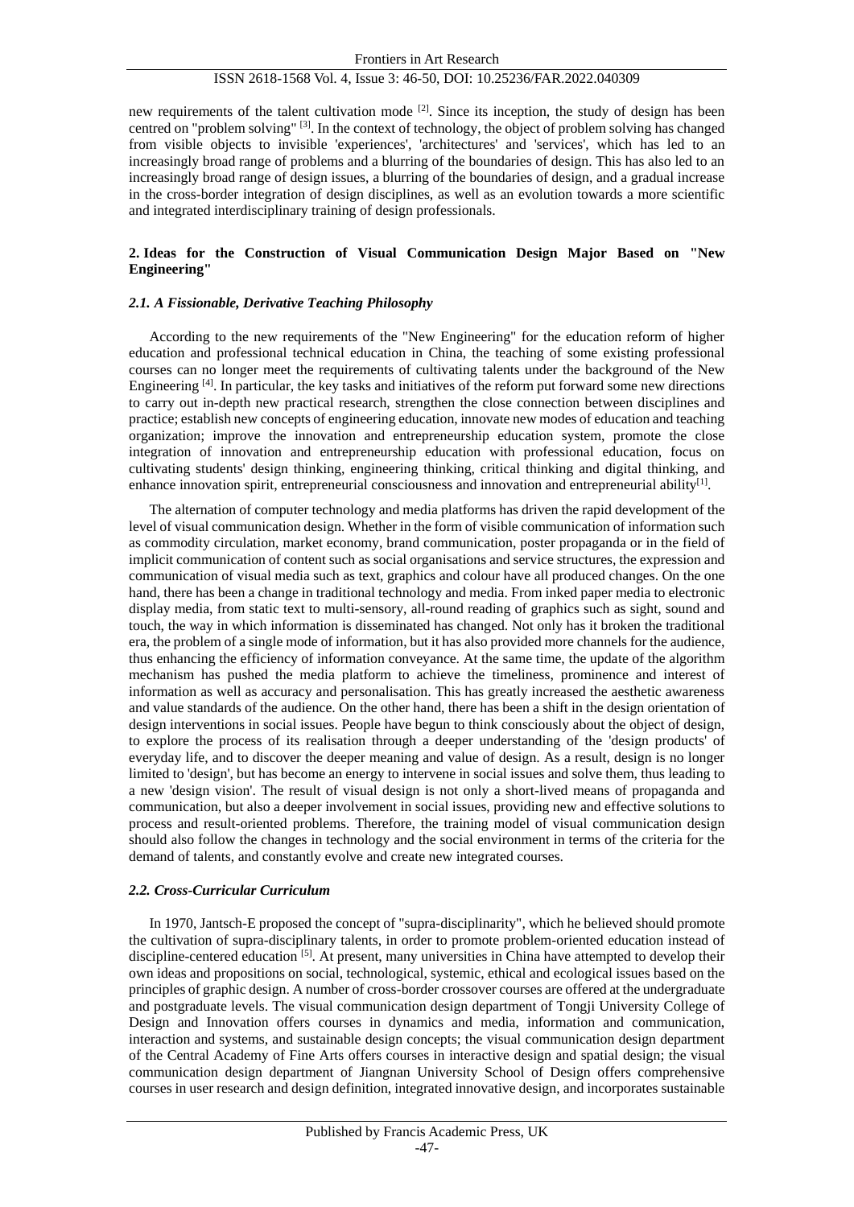new requirements of the talent cultivation mode [2]. Since its inception, the study of design has been centred on "problem solving" [3]. In the context of technology, the object of problem solving has changed from visible objects to invisible 'experiences', 'architectures' and 'services', which has led to an increasingly broad range of problems and a blurring of the boundaries of design. This has also led to an increasingly broad range of design issues, a blurring of the boundaries of design, and a gradual increase in the cross-border integration of design disciplines, as well as an evolution towards a more scientific and integrated interdisciplinary training of design professionals.

## 2. Ideas for the Construction of Visual Communication Design Major Based on "New Engineering"

### *2.1. A Fissionable, Derivative Teaching Philosophy*

According to the new requirements of the "New Engineering" for the education reform of higher education and professional technical education in China, the teaching of some existing professional courses can no longer meet the requirements of cultivating talents under the background of the New Engineering [4]. In particular, the key tasks and initiatives of the reform put forward some new directions to carry out in-depth new practical research, strengthen the close connection between disciplines and practice; establish new concepts of engineering education, innovate new modes of education and teaching organization; improve the innovation and entrepreneurship education system, promote the close integration of innovation and entrepreneurship education with professional education, focus on cultivating students' design thinking, engineering thinking, critical thinking and digital thinking, and enhance innovation spirit, entrepreneurial consciousness and innovation and entrepreneurial ability[1].

The alternation of computer technology and media platforms has driven the rapid development of the level of visual communication design. Whether in the form of visible communication of information such as commodity circulation, market economy, brand communication, poster propaganda or in the field of implicit communication of content such as social organisations and service structures, the expression and communication of visual media such as text, graphics and colour have all produced changes. On the one hand, there has been a change in traditional technology and media. From inked paper media to electronic display media, from static text to multi-sensory, all-round reading of graphics such as sight, sound and touch, the way in which information is disseminated has changed. Not only has it broken the traditional era, the problem of a single mode of information, but it has also provided more channels for the audience, thus enhancing the efficiency of information conveyance. At the same time, the update of the algorithm mechanism has pushed the media platform to achieve the timeliness, prominence and interest of information as well as accuracy and personalisation. This has greatly increased the aesthetic awareness and value standards of the audience. On the other hand, there has been a shift in the design orientation of design interventions in social issues. People have begun to think consciously about the object of design, to explore the process of its realisation through a deeper understanding of the 'design products' of everyday life, and to discover the deeper meaning and value of design. As a result, design is no longer limited to 'design', but has become an energy to intervene in social issues and solve them, thus leading to a new 'design vision'. The result of visual design is not only a short-lived means of propaganda and communication, but also a deeper involvement in social issues, providing new and effective solutions to process and result-oriented problems. Therefore, the training model of visual communication design should also follow the changes in technology and the social environment in terms of the criteria for the demand of talents, and constantly evolve and create new integrated courses.

### *2.2. Cross-Curricular Curriculum*

In 1970, Jantsch-E proposed the concept of "supra-disciplinarity", which he believed should promote the cultivation of supra-disciplinary talents, in order to promote problem-oriented education instead of discipline-centered education [5]. At present, many universities in China have attempted to develop their own ideas and propositions on social, technological, systemic, ethical and ecological issues based on the principles of graphic design. A number of cross-border crossover courses are offered at the undergraduate and postgraduate levels. The visual communication design department of Tongji University College of Design and Innovation offers courses in dynamics and media, information and communication, interaction and systems, and sustainable design concepts; the visual communication design department of the Central Academy of Fine Arts offers courses in interactive design and spatial design; the visual communication design department of Jiangnan University School of Design offers comprehensive courses in user research and design definition, integrated innovative design, and incorporates sustainable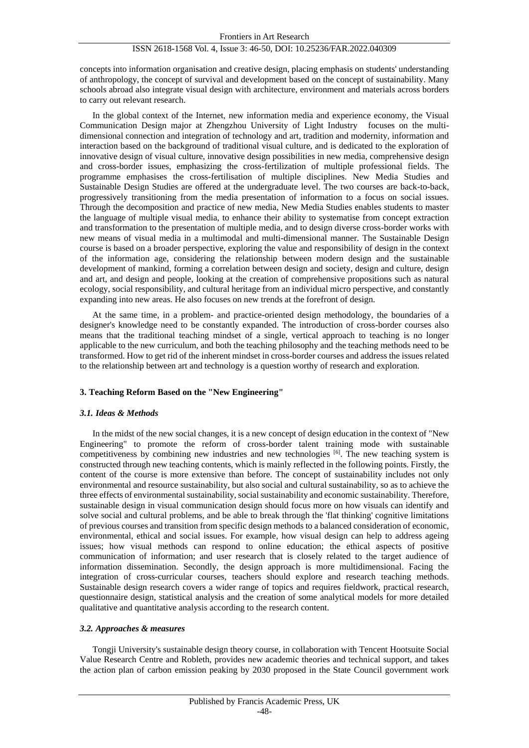concepts into information organisation and creative design, placing emphasis on students' understanding of anthropology, the concept of survival and development based on the concept of sustainability. Many schools abroad also integrate visual design with architecture, environment and materials across borders to carry out relevant research.

In the global context of the Internet, new information media and experience economy, the Visual Communication Design major at Zhengzhou University of Light Industry focuses on the multi-dimensional connection and integration of technology and art, tradition and modernity, information and interaction based on the background of traditional visual culture, and is dedicated to the exploration of innovative design of visual culture, innovative design possibilities in new media, comprehensive design and cross-border issues, emphasizing the cross-fertilization of multiple professional fields. The programme emphasises the cross-fertilisation of multiple disciplines. New Media Studies and Sustainable Design Studies are offered at the undergraduate level. The two courses are back-to-back, progressively transitioning from the media presentation of information to a focus on social issues. Through the decomposition and practice of new media, New Media Studies enables students to master the language of multiple visual media, to enhance their ability to systematise from concept extraction and transformation to the presentation of multiple media, and to design diverse cross-border works with new means of visual media in a multimodal and multi-dimensional manner. The Sustainable Design course is based on a broader perspective, exploring the value and responsibility of design in the context of the information age, considering the relationship between modern design and the sustainable development of mankind, forming a correlation between design and society, design and culture, design and art, and design and people, looking at the creation of comprehensive propositions such as natural ecology, social responsibility, and cultural heritage from an individual micro perspective, and constantly expanding into new areas. He also focuses on new trends at the forefront of design.

At the same time, in a problem- and practice-oriented design methodology, the boundaries of a designer's knowledge need to be constantly expanded. The introduction of cross-border courses also means that the traditional teaching mindset of a single, vertical approach to teaching is no longer applicable to the new curriculum, and both the teaching philosophy and the teaching methods need to be transformed. How to get rid of the inherent mindset in cross-border courses and address the issues related to the relationship between art and technology is a question worthy of research and exploration.

## 3. Teaching Reform Based on the "New Engineering"

### *3.1. Ideas & Methods*

In the midst of the new social changes, it is a new concept of design education in the context of "New Engineering" to promote the reform of cross-border talent training mode with sustainable competitiveness by combining new industries and new technologies [6]. The new teaching system is constructed through new teaching contents, which is mainly reflected in the following points. Firstly, the content of the course is more extensive than before. The concept of sustainability includes not only environmental and resource sustainability, but also social and cultural sustainability, so as to achieve the three effects of environmental sustainability, social sustainability and economic sustainability. Therefore, sustainable design in visual communication design should focus more on how visuals can identify and solve social and cultural problems, and be able to break through the 'flat thinking' cognitive limitations of previous courses and transition from specific design methods to a balanced consideration of economic, environmental, ethical and social issues. For example, how visual design can help to address ageing issues; how visual methods can respond to online education; the ethical aspects of positive communication of information; and user research that is closely related to the target audience of information dissemination. Secondly, the design approach is more multidimensional. Facing the integration of cross-curricular courses, teachers should explore and research teaching methods. Sustainable design research covers a wider range of topics and requires fieldwork, practical research, questionnaire design, statistical analysis and the creation of some analytical models for more detailed qualitative and quantitative analysis according to the research content.

### *3.2. Approaches & measures*

Tongji University's sustainable design theory course, in collaboration with Tencent Hootsuite Social Value Research Centre and Robleth, provides new academic theories and technical support, and takes the action plan of carbon emission peaking by 2030 proposed in the State Council government work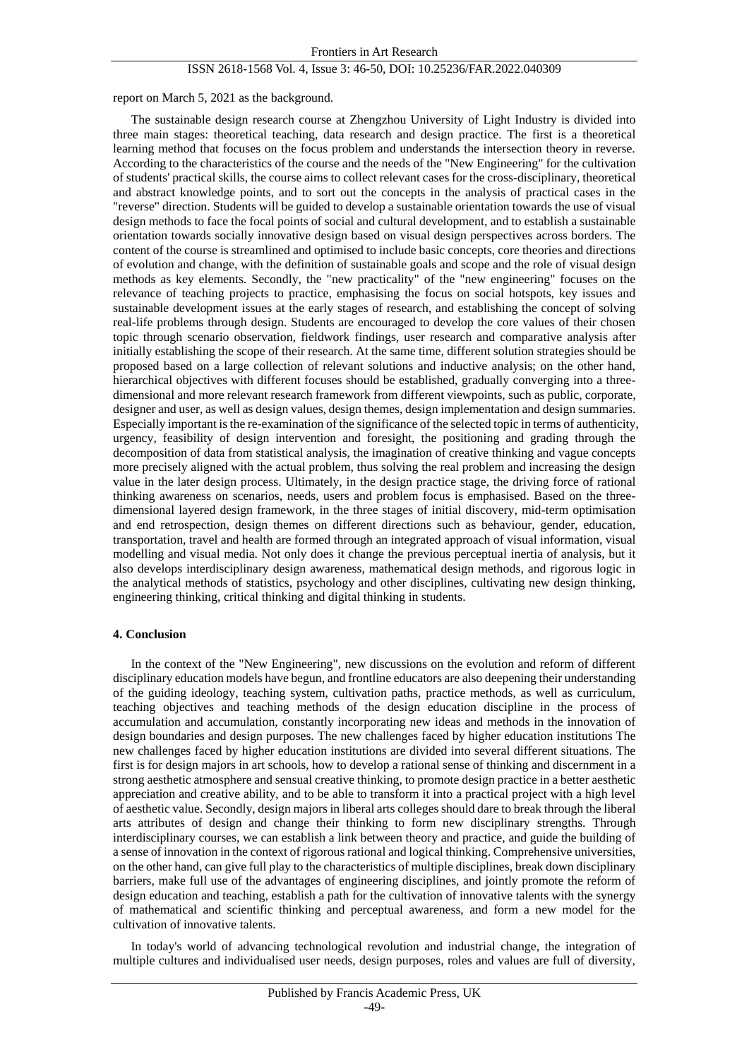report on March 5, 2021 as the background.

The sustainable design research course at Zhengzhou University of Light Industry is divided into three main stages: theoretical teaching, data research and design practice. The first is a theoretical learning method that focuses on the focus problem and understands the intersection theory in reverse. According to the characteristics of the course and the needs of the "New Engineering" for the cultivation of students' practical skills, the course aims to collect relevant cases for the cross-disciplinary, theoretical and abstract knowledge points, and to sort out the concepts in the analysis of practical cases in the "reverse" direction. Students will be guided to develop a sustainable orientation towards the use of visual design methods to face the focal points of social and cultural development, and to establish a sustainable orientation towards socially innovative design based on visual design perspectives across borders. The content of the course is streamlined and optimised to include basic concepts, core theories and directions of evolution and change, with the definition of sustainable goals and scope and the role of visual design methods as key elements. Secondly, the "new practicality" of the "new engineering" focuses on the relevance of teaching projects to practice, emphasising the focus on social hotspots, key issues and sustainable development issues at the early stages of research, and establishing the concept of solving real-life problems through design. Students are encouraged to develop the core values of their chosen topic through scenario observation, fieldwork findings, user research and comparative analysis after initially establishing the scope of their research. At the same time, different solution strategies should be proposed based on a large collection of relevant solutions and inductive analysis; on the other hand, hierarchical objectives with different focuses should be established, gradually converging into a three-dimensional and more relevant research framework from different viewpoints, such as public, corporate, designer and user, as well as design values, design themes, design implementation and design summaries. Especially important is the re-examination of the significance of the selected topic in terms of authenticity, urgency, feasibility of design intervention and foresight, the positioning and grading through the decomposition of data from statistical analysis, the imagination of creative thinking and vague concepts more precisely aligned with the actual problem, thus solving the real problem and increasing the design value in the later design process. Ultimately, in the design practice stage, the driving force of rational thinking awareness on scenarios, needs, users and problem focus is emphasised. Based on the three-dimensional layered design framework, in the three stages of initial discovery, mid-term optimisation and end retrospection, design themes on different directions such as behaviour, gender, education, transportation, travel and health are formed through an integrated approach of visual information, visual modelling and visual media. Not only does it change the previous perceptual inertia of analysis, but it also develops interdisciplinary design awareness, mathematical design methods, and rigorous logic in the analytical methods of statistics, psychology and other disciplines, cultivating new design thinking, engineering thinking, critical thinking and digital thinking in students.

## 4. Conclusion

In the context of the "New Engineering", new discussions on the evolution and reform of different disciplinary education models have begun, and frontline educators are also deepening their understanding of the guiding ideology, teaching system, cultivation paths, practice methods, as well as curriculum, teaching objectives and teaching methods of the design education discipline in the process of accumulation and accumulation, constantly incorporating new ideas and methods in the innovation of design boundaries and design purposes. The new challenges faced by higher education institutions The new challenges faced by higher education institutions are divided into several different situations. The first is for design majors in art schools, how to develop a rational sense of thinking and discernment in a strong aesthetic atmosphere and sensual creative thinking, to promote design practice in a better aesthetic appreciation and creative ability, and to be able to transform it into a practical project with a high level of aesthetic value. Secondly, design majors in liberal arts colleges should dare to break through the liberal arts attributes of design and change their thinking to form new disciplinary strengths. Through interdisciplinary courses, we can establish a link between theory and practice, and guide the building of a sense of innovation in the context of rigorous rational and logical thinking. Comprehensive universities, on the other hand, can give full play to the characteristics of multiple disciplines, break down disciplinary barriers, make full use of the advantages of engineering disciplines, and jointly promote the reform of design education and teaching, establish a path for the cultivation of innovative talents with the synergy of mathematical and scientific thinking and perceptual awareness, and form a new model for the cultivation of innovative talents.

In today's world of advancing technological revolution and industrial change, the integration of multiple cultures and individualised user needs, design purposes, roles and values are full of diversity,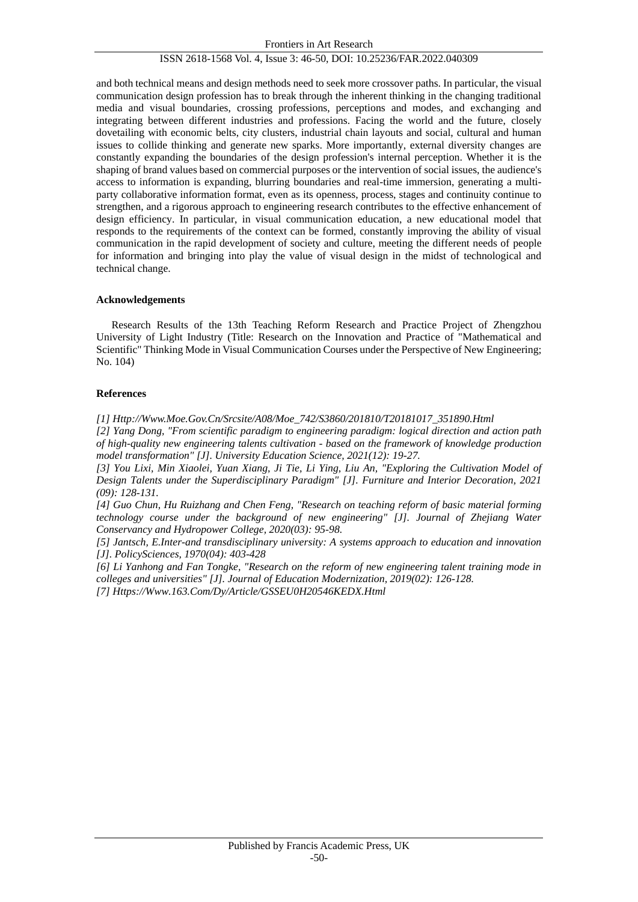and both technical means and design methods need to seek more crossover paths. In particular, the visual communication design profession has to break through the inherent thinking in the changing traditional media and visual boundaries, crossing professions, perceptions and modes, and exchanging and integrating between different industries and professions. Facing the world and the future, closely dovetailing with economic belts, city clusters, industrial chain layouts and social, cultural and human issues to collide thinking and generate new sparks. More importantly, external diversity changes are constantly expanding the boundaries of the design profession's internal perception. Whether it is the shaping of brand values based on commercial purposes or the intervention of social issues, the audience's access to information is expanding, blurring boundaries and real-time immersion, generating a multi-party collaborative information format, even as its openness, process, stages and continuity continue to strengthen, and a rigorous approach to engineering research contributes to the effective enhancement of design efficiency. In particular, in visual communication education, a new educational model that responds to the requirements of the context can be formed, constantly improving the ability of visual communication in the rapid development of society and culture, meeting the different needs of people for information and bringing into play the value of visual design in the midst of technological and technical change.

## Acknowledgements

Research Results of the 13th Teaching Reform Research and Practice Project of Zhengzhou University of Light Industry (Title: Research on the Innovation and Practice of "Mathematical and Scientific" Thinking Mode in Visual Communication Courses under the Perspective of New Engineering; No. 104)

## References

*[1] Http://Www.Moe.Gov.Cn/Srcsite/A08/Moe_742/S3860/201810/T20181017_351890.Html*

*[2] Yang Dong, "From scientific paradigm to engineering paradigm: logical direction and action path of high-quality new engineering talents cultivation - based on the framework of knowledge production model transformation" [J]. University Education Science, 2021(12): 19-27.*

*[3] You Lixi, Min Xiaolei, Yuan Xiang, Ji Tie, Li Ying, Liu An, "Exploring the Cultivation Model of Design Talents under the Superdisciplinary Paradigm" [J]. Furniture and Interior Decoration, 2021 (09): 128-131.*

*[4] Guo Chun, Hu Ruizhang and Chen Feng, "Research on teaching reform of basic material forming technology course under the background of new engineering" [J]. Journal of Zhejiang Water Conservancy and Hydropower College, 2020(03): 95-98.*

*[5] Jantsch, E.Inter-and transdisciplinary university: A systems approach to education and innovation [J]. PolicySciences, 1970(04): 403-428*

*[6] Li Yanhong and Fan Tongke, "Research on the reform of new engineering talent training mode in colleges and universities" [J]. Journal of Education Modernization, 2019(02): 126-128.*

*[7] Https://Www.163.Com/Dy/Article/GSSEU0H20546KEDX.Html*